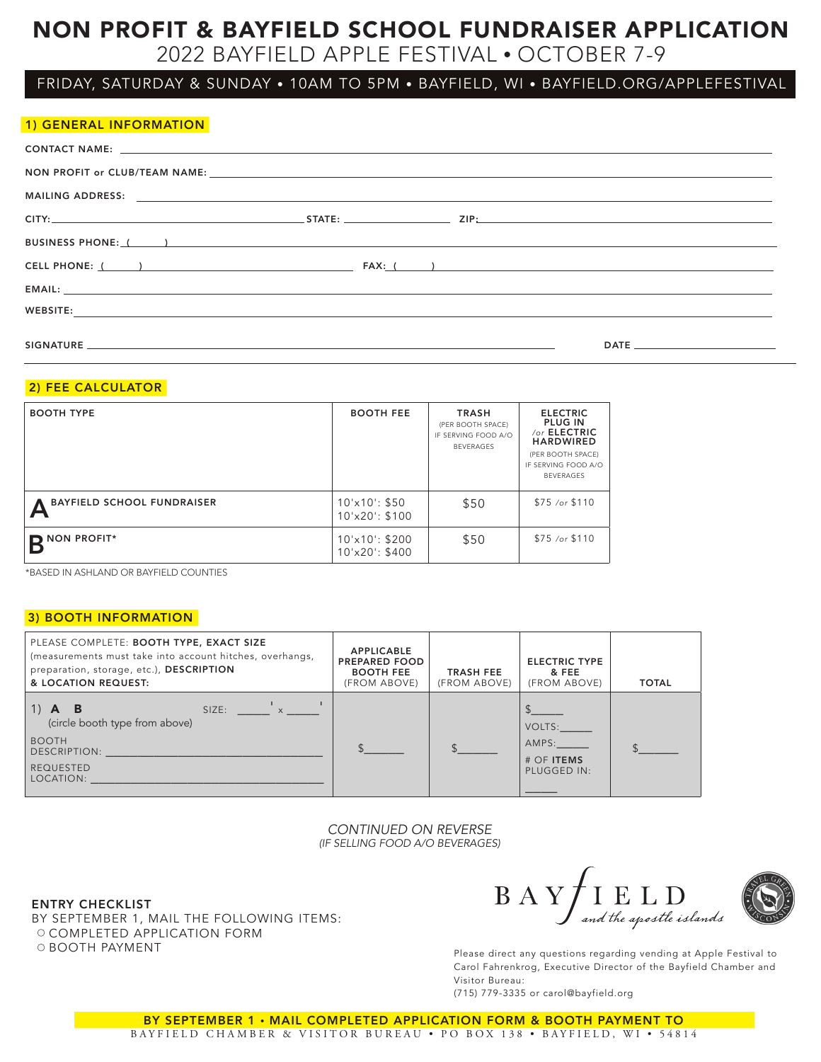# NON PROFIT & BAYFIELD SCHOOL FUNDRAISER APPLICATION

2022 BAYFIELD APPLE FESTIVAL • OCTOBER 7-9

FRIDAY, SATURDAY & SUNDAY • 10AM TO 5PM • BAYFIELD, WI • BAYFIELD.ORG/APPLEFESTIVAL

## 1) GENERAL INFORMATION

CONTACT NAME: ______________________________

NON PROFIT or CLUB/TEAM NAME: ______________________________

MAILING ADDRESS: ______________________________

CITY: ______________ STATE: ______________ ZIP: ______________

BUSINESS PHONE: ( ) ______________________________

CELL PHONE: ( ) ______________ FAX: ( ) ______________

EMAIL: ______________________________

WEBSITE: ______________________________

SIGNATURE ______________________________ DATE ______________

## 2) FEE CALCULATOR

| BOOTH TYPE | BOOTH FEE | TRASH (PER BOOTH SPACE) IF SERVING FOOD A/O BEVERAGES | ELECTRIC PLUG IN /or ELECTRIC HARDWIRED (PER BOOTH SPACE) IF SERVING FOOD A/O BEVERAGES |
|---|---|---|---|
| **A** BAYFIELD SCHOOL FUNDRAISER | 10'x10': $50<br>10'x20': $100 | $50 | $75 /or $110 |
| **B** NON PROFIT* | 10'x10': $200<br>10'x20': $400 | $50 | $75 /or $110 |

*BASED IN ASHLAND OR BAYFIELD COUNTIES

## 3) BOOTH INFORMATION

| PLEASE COMPLETE: **BOOTH TYPE, EXACT SIZE** (measurements must take into account hitches, overhangs, preparation, storage, etc.), **DESCRIPTION & LOCATION REQUEST:** | **APPLICABLE PREPARED FOOD BOOTH FEE** (FROM ABOVE) | **TRASH FEE** (FROM ABOVE) | **ELECTRIC TYPE & FEE** (FROM ABOVE) | **TOTAL** |
|---|---|---|---|---|
| 1) **A B** (circle booth type from above) SIZE: _____' x _____'<br>BOOTH DESCRIPTION: ______________<br>REQUESTED LOCATION: ______________ | $______ | $______ | $______<br>VOLTS:______<br>AMPS:______<br># OF **ITEMS** PLUGGED IN: ______ | $______ |

*CONTINUED ON REVERSE*
*(IF SELLING FOOD A/O BEVERAGES)*

**ENTRY CHECKLIST**

BY SEPTEMBER 1, MAIL THE FOLLOWING ITEMS:

- ○ COMPLETED APPLICATION FORM
- ○ BOOTH PAYMENT

BAYFIELD *and the apostle islands*

Please direct any questions regarding vending at Apple Festival to Carol Fahrenkrog, Executive Director of the Bayfield Chamber and Visitor Bureau:
(715) 779-3335 or carol@bayfield.org

**BY SEPTEMBER 1 • MAIL COMPLETED APPLICATION FORM & BOOTH PAYMENT TO**

BAYFIELD CHAMBER & VISITOR BUREAU • PO BOX 138 • BAYFIELD, WI • 54814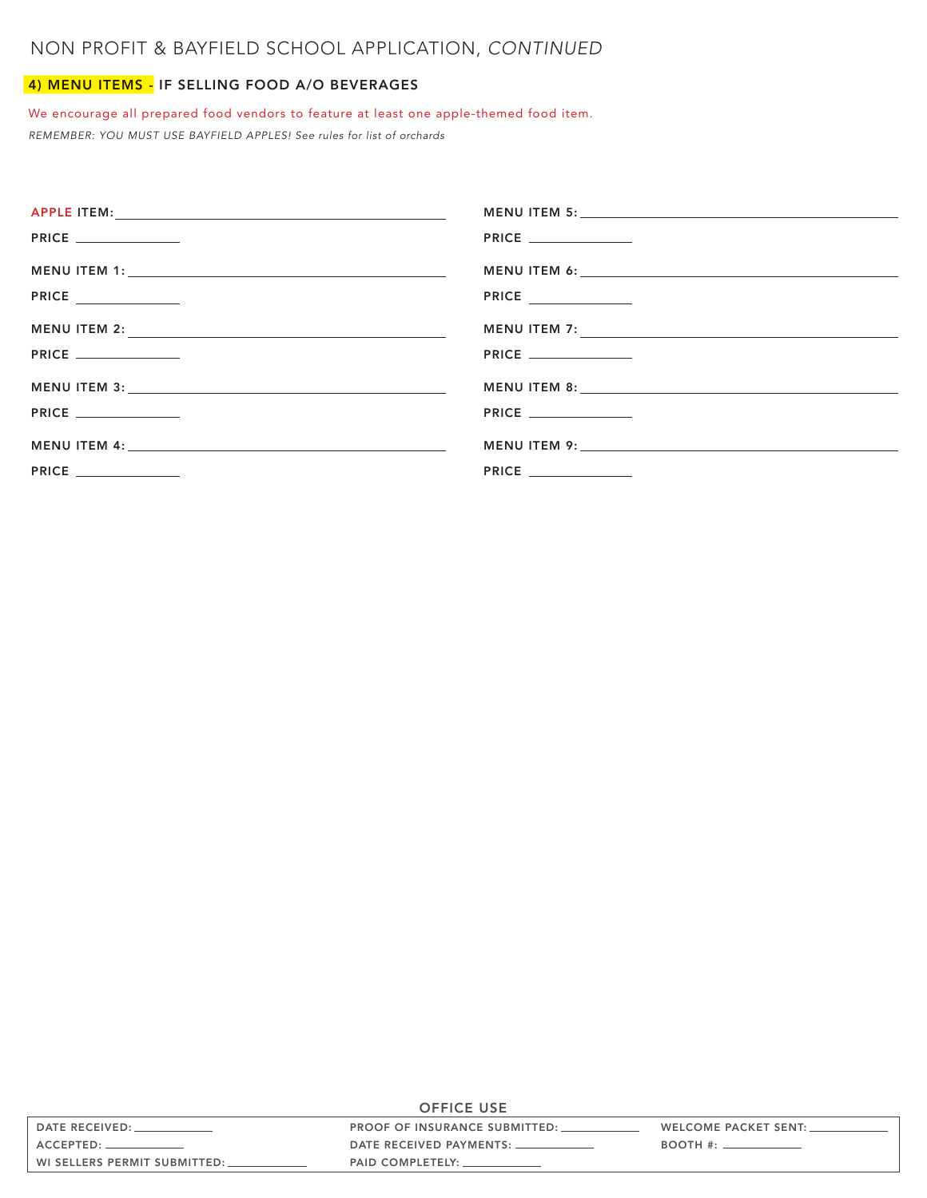# NON PROFIT & BAYFIELD SCHOOL APPLICATION, *CONTINUED*

## 4) MENU ITEMS - IF SELLING FOOD A/O BEVERAGES

We encourage all prepared food vendors to feature at least one apple-themed food item.

*REMEMBER: YOU MUST USE BAYFIELD APPLES! See rules for list of orchards*

**APPLE ITEM:** ______________________________

**PRICE** __________

**MENU ITEM 1:** ______________________________

**PRICE** __________

**MENU ITEM 2:** ______________________________

**PRICE** __________

**MENU ITEM 3:** ______________________________

**PRICE** __________

**MENU ITEM 4:** ______________________________

**PRICE** __________

**MENU ITEM 5:** ______________________________

**PRICE** __________

**MENU ITEM 6:** ______________________________

**PRICE** __________

**MENU ITEM 7:** ______________________________

**PRICE** __________

**MENU ITEM 8:** ______________________________

**PRICE** __________

**MENU ITEM 9:** ______________________________

**PRICE** __________

### OFFICE USE

| | | |
|---|---|---|
| DATE RECEIVED: __________ | PROOF OF INSURANCE SUBMITTED: __________ | WELCOME PACKET SENT: __________ |
| ACCEPTED: __________ | DATE RECEIVED PAYMENTS: __________ | BOOTH #: __________ |
| WI SELLERS PERMIT SUBMITTED: __________ | PAID COMPLETELY: __________ | |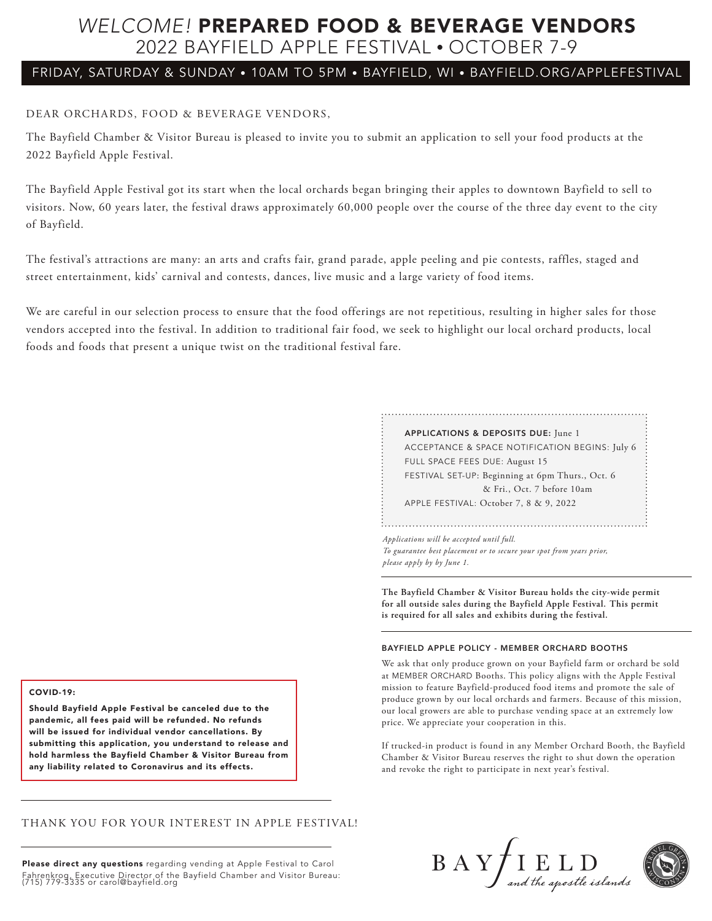# *WELCOME!* PREPARED FOOD & BEVERAGE VENDORS

## 2022 BAYFIELD APPLE FESTIVAL • OCTOBER 7-9

FRIDAY, SATURDAY & SUNDAY • 10AM TO 5PM • BAYFIELD, WI • BAYFIELD.ORG/APPLEFESTIVAL

DEAR ORCHARDS, FOOD & BEVERAGE VENDORS,

The Bayfield Chamber & Visitor Bureau is pleased to invite you to submit an application to sell your food products at the 2022 Bayfield Apple Festival.

The Bayfield Apple Festival got its start when the local orchards began bringing their apples to downtown Bayfield to sell to visitors. Now, 60 years later, the festival draws approximately 60,000 people over the course of the three day event to the city of Bayfield.

The festival's attractions are many: an arts and crafts fair, grand parade, apple peeling and pie contests, raffles, staged and street entertainment, kids' carnival and contests, dances, live music and a large variety of food items.

We are careful in our selection process to ensure that the food offerings are not repetitious, resulting in higher sales for those vendors accepted into the festival. In addition to traditional fair food, we seek to highlight our local orchard products, local foods and foods that present a unique twist on the traditional festival fare.

**APPLICATIONS & DEPOSITS DUE:** June 1
ACCEPTANCE & SPACE NOTIFICATION BEGINS: July 6
FULL SPACE FEES DUE: August 15
FESTIVAL SET-UP: Beginning at 6pm Thurs., Oct. 6 & Fri., Oct. 7 before 10am
APPLE FESTIVAL: October 7, 8 & 9, 2022

*Applications will be accepted until full. To guarantee best placement or to secure your spot from years prior, please apply by by June 1.*

**The Bayfield Chamber & Visitor Bureau holds the city-wide permit for all outside sales during the Bayfield Apple Festival. This permit is required for all sales and exhibits during the festival.**

### BAYFIELD APPLE POLICY - MEMBER ORCHARD BOOTHS

We ask that only produce grown on your Bayfield farm or orchard be sold at MEMBER ORCHARD Booths. This policy aligns with the Apple Festival mission to feature Bayfield-produced food items and promote the sale of produce grown by our local orchards and farmers. Because of this mission, our local growers are able to purchase vending space at an extremely low price. We appreciate your cooperation in this.

If trucked-in product is found in any Member Orchard Booth, the Bayfield Chamber & Visitor Bureau reserves the right to shut down the operation and revoke the right to participate in next year's festival.

### COVID-19:

**Should Bayfield Apple Festival be canceled due to the pandemic, all fees paid will be refunded. No refunds will be issued for individual vendor cancellations. By submitting this application, you understand to release and hold harmless the Bayfield Chamber & Visitor Bureau from any liability related to Coronavirus and its effects.**

THANK YOU FOR YOUR INTEREST IN APPLE FESTIVAL!

**Please direct any questions** regarding vending at Apple Festival to Carol Fahrenkrog, Executive Director of the Bayfield Chamber and Visitor Bureau: (715) 779-3335 or carol@bayfield.org

BAYFIELD *and the apostle islands*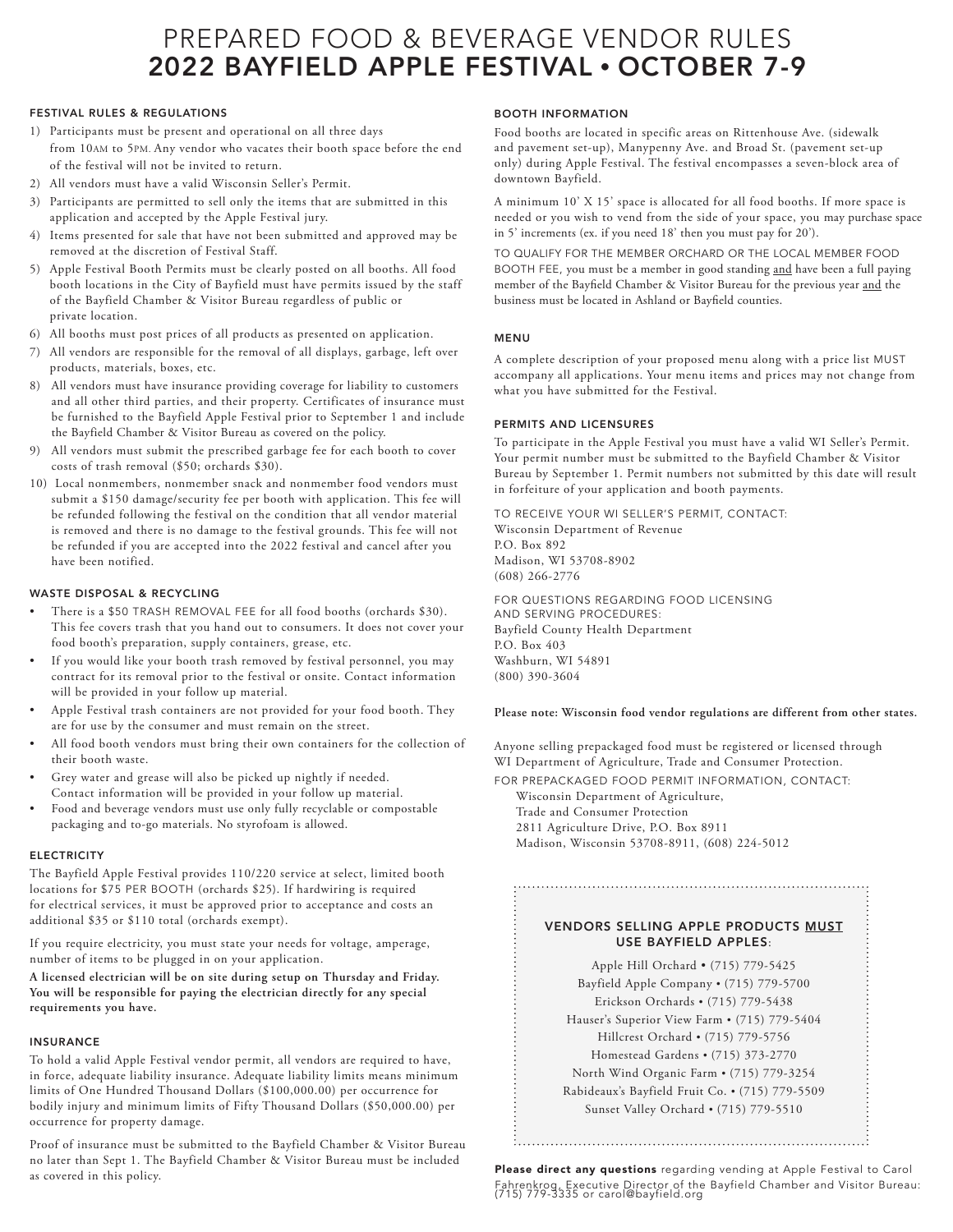# PREPARED FOOD & BEVERAGE VENDOR RULES
# 2022 BAYFIELD APPLE FESTIVAL • OCTOBER 7-9

### FESTIVAL RULES & REGULATIONS

1) Participants must be present and operational on all three days from 10AM to 5PM. Any vendor who vacates their booth space before the end of the festival will not be invited to return.
2) All vendors must have a valid Wisconsin Seller's Permit.
3) Participants are permitted to sell only the items that are submitted in this application and accepted by the Apple Festival jury.
4) Items presented for sale that have not been submitted and approved may be removed at the discretion of Festival Staff.
5) Apple Festival Booth Permits must be clearly posted on all booths. All food booth locations in the City of Bayfield must have permits issued by the staff of the Bayfield Chamber & Visitor Bureau regardless of public or private location.
6) All booths must post prices of all products as presented on application.
7) All vendors are responsible for the removal of all displays, garbage, left over products, materials, boxes, etc.
8) All vendors must have insurance providing coverage for liability to customers and all other third parties, and their property. Certificates of insurance must be furnished to the Bayfield Apple Festival prior to September 1 and include the Bayfield Chamber & Visitor Bureau as covered on the policy.
9) All vendors must submit the prescribed garbage fee for each booth to cover costs of trash removal ($50; orchards $30).
10) Local nonmembers, nonmember snack and nonmember food vendors must submit a $150 damage/security fee per booth with application. This fee will be refunded following the festival on the condition that all vendor material is removed and there is no damage to the festival grounds. This fee will not be refunded if you are accepted into the 2022 festival and cancel after you have been notified.

### WASTE DISPOSAL & RECYCLING

- There is a $50 TRASH REMOVAL FEE for all food booths (orchards $30). This fee covers trash that you hand out to consumers. It does not cover your food booth's preparation, supply containers, grease, etc.
- If you would like your booth trash removed by festival personnel, you may contract for its removal prior to the festival or onsite. Contact information will be provided in your follow up material.
- Apple Festival trash containers are not provided for your food booth. They are for use by the consumer and must remain on the street.
- All food booth vendors must bring their own containers for the collection of their booth waste.
- Grey water and grease will also be picked up nightly if needed. Contact information will be provided in your follow up material.
- Food and beverage vendors must use only fully recyclable or compostable packaging and to-go materials. No styrofoam is allowed.

### ELECTRICITY

The Bayfield Apple Festival provides 110/220 service at select, limited booth locations for $75 PER BOOTH (orchards $25). If hardwiring is required for electrical services, it must be approved prior to acceptance and costs an additional $35 or $110 total (orchards exempt).

If you require electricity, you must state your needs for voltage, amperage, number of items to be plugged in on your application.

**A licensed electrician will be on site during setup on Thursday and Friday. You will be responsible for paying the electrician directly for any special requirements you have.**

### INSURANCE

To hold a valid Apple Festival vendor permit, all vendors are required to have, in force, adequate liability insurance. Adequate liability limits means minimum limits of One Hundred Thousand Dollars ($100,000.00) per occurrence for bodily injury and minimum limits of Fifty Thousand Dollars ($50,000.00) per occurrence for property damage.

Proof of insurance must be submitted to the Bayfield Chamber & Visitor Bureau no later than Sept 1. The Bayfield Chamber & Visitor Bureau must be included as covered in this policy.

### BOOTH INFORMATION

Food booths are located in specific areas on Rittenhouse Ave. (sidewalk and pavement set-up), Manypenny Ave. and Broad St. (pavement set-up only) during Apple Festival. The festival encompasses a seven-block area of downtown Bayfield.

A minimum 10' X 15' space is allocated for all food booths. If more space is needed or you wish to vend from the side of your space, you may purchase space in 5' increments (ex. if you need 18' then you must pay for 20').

TO QUALIFY FOR THE MEMBER ORCHARD OR THE LOCAL MEMBER FOOD BOOTH FEE, you must be a member in good standing and have been a full paying member of the Bayfield Chamber & Visitor Bureau for the previous year and the business must be located in Ashland or Bayfield counties.

### MENU

A complete description of your proposed menu along with a price list MUST accompany all applications. Your menu items and prices may not change from what you have submitted for the Festival.

### PERMITS AND LICENSURES

To participate in the Apple Festival you must have a valid WI Seller's Permit. Your permit number must be submitted to the Bayfield Chamber & Visitor Bureau by September 1. Permit numbers not submitted by this date will result in forfeiture of your application and booth payments.

TO RECEIVE YOUR WI SELLER'S PERMIT, CONTACT:
Wisconsin Department of Revenue
P.O. Box 892
Madison, WI 53708-8902
(608) 266-2776

FOR QUESTIONS REGARDING FOOD LICENSING AND SERVING PROCEDURES:
Bayfield County Health Department
P.O. Box 403
Washburn, WI 54891
(800) 390-3604

**Please note: Wisconsin food vendor regulations are different from other states.**

Anyone selling prepackaged food must be registered or licensed through WI Department of Agriculture, Trade and Consumer Protection.

FOR PREPACKAGED FOOD PERMIT INFORMATION, CONTACT:
Wisconsin Department of Agriculture,
Trade and Consumer Protection
2811 Agriculture Drive, P.O. Box 8911
Madison, Wisconsin 53708-8911, (608) 224-5012

### VENDORS SELLING APPLE PRODUCTS MUST USE BAYFIELD APPLES:

Apple Hill Orchard • (715) 779-5425
Bayfield Apple Company • (715) 779-5700
Erickson Orchards • (715) 779-5438
Hauser's Superior View Farm • (715) 779-5404
Hillcrest Orchard • (715) 779-5756
Homestead Gardens • (715) 373-2770
North Wind Organic Farm • (715) 779-3254
Rabideaux's Bayfield Fruit Co. • (715) 779-5509
Sunset Valley Orchard • (715) 779-5510

**Please direct any questions** regarding vending at Apple Festival to Carol Fahrenkrog, Executive Director of the Bayfield Chamber and Visitor Bureau: (715) 779-3335 or carol@bayfield.org